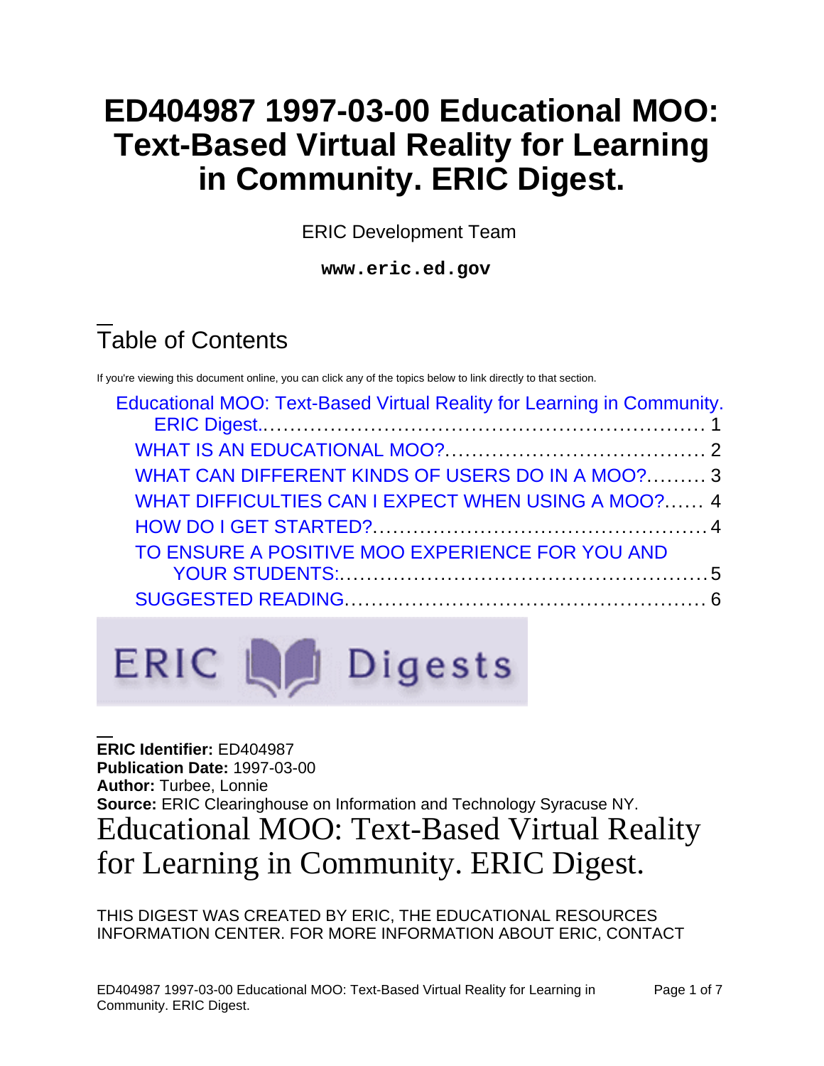# ED404987 1997-03-00 Educational MOO: Text-Based Virtual Reality for Learning in Community. ERIC Digest.

ERIC Development Team

**www.eric.ed.gov**

## Table of Contents

If you're viewing this document online, you can click any of the topics below to link directly to that section.

- Educational MOO: Text-Based Virtual Reality for Learning in Community. ERIC Digest.................................................................. 1
  - WHAT IS AN EDUCATIONAL MOO?....................................... 2
  - WHAT CAN DIFFERENT KINDS OF USERS DO IN A MOO?......... 3
  - WHAT DIFFICULTIES CAN I EXPECT WHEN USING A MOO?...... 4
  - HOW DO I GET STARTED?.................................................. 4
  - TO ENSURE A POSITIVE MOO EXPERIENCE FOR YOU AND YOUR STUDENTS:...................................................... 5
  - SUGGESTED READING...................................................... 6

ERIC Digests

**ERIC Identifier:** ED404987
**Publication Date:** 1997-03-00
**Author:** Turbee, Lonnie
**Source:** ERIC Clearinghouse on Information and Technology Syracuse NY.

# Educational MOO: Text-Based Virtual Reality for Learning in Community. ERIC Digest.

THIS DIGEST WAS CREATED BY ERIC, THE EDUCATIONAL RESOURCES INFORMATION CENTER. FOR MORE INFORMATION ABOUT ERIC, CONTACT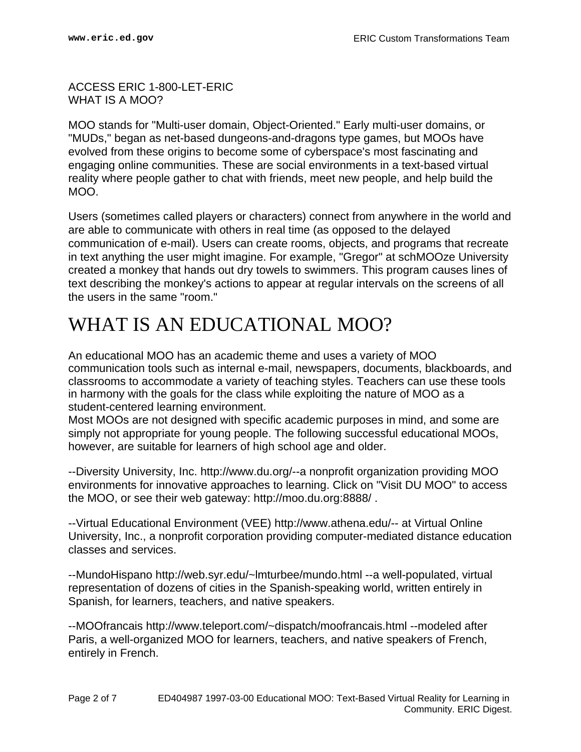ACCESS ERIC 1-800-LET-ERIC
WHAT IS A MOO?

MOO stands for "Multi-user domain, Object-Oriented." Early multi-user domains, or "MUDs," began as net-based dungeons-and-dragons type games, but MOOs have evolved from these origins to become some of cyberspace's most fascinating and engaging online communities. These are social environments in a text-based virtual reality where people gather to chat with friends, meet new people, and help build the MOO.

Users (sometimes called players or characters) connect from anywhere in the world and are able to communicate with others in real time (as opposed to the delayed communication of e-mail). Users can create rooms, objects, and programs that recreate in text anything the user might imagine. For example, "Gregor" at schMOOze University created a monkey that hands out dry towels to swimmers. This program causes lines of text describing the monkey's actions to appear at regular intervals on the screens of all the users in the same "room."

# WHAT IS AN EDUCATIONAL MOO?

An educational MOO has an academic theme and uses a variety of MOO communication tools such as internal e-mail, newspapers, documents, blackboards, and classrooms to accommodate a variety of teaching styles. Teachers can use these tools in harmony with the goals for the class while exploiting the nature of MOO as a student-centered learning environment.
Most MOOs are not designed with specific academic purposes in mind, and some are simply not appropriate for young people. The following successful educational MOOs, however, are suitable for learners of high school age and older.

--Diversity University, Inc. http://www.du.org/--a nonprofit organization providing MOO environments for innovative approaches to learning. Click on "Visit DU MOO" to access the MOO, or see their web gateway: http://moo.du.org:8888/ .

--Virtual Educational Environment (VEE) http://www.athena.edu/-- at Virtual Online University, Inc., a nonprofit corporation providing computer-mediated distance education classes and services.

--MundoHispano http://web.syr.edu/~lmturbee/mundo.html --a well-populated, virtual representation of dozens of cities in the Spanish-speaking world, written entirely in Spanish, for learners, teachers, and native speakers.

--MOOfrancais http://www.teleport.com/~dispatch/moofrancais.html --modeled after Paris, a well-organized MOO for learners, teachers, and native speakers of French, entirely in French.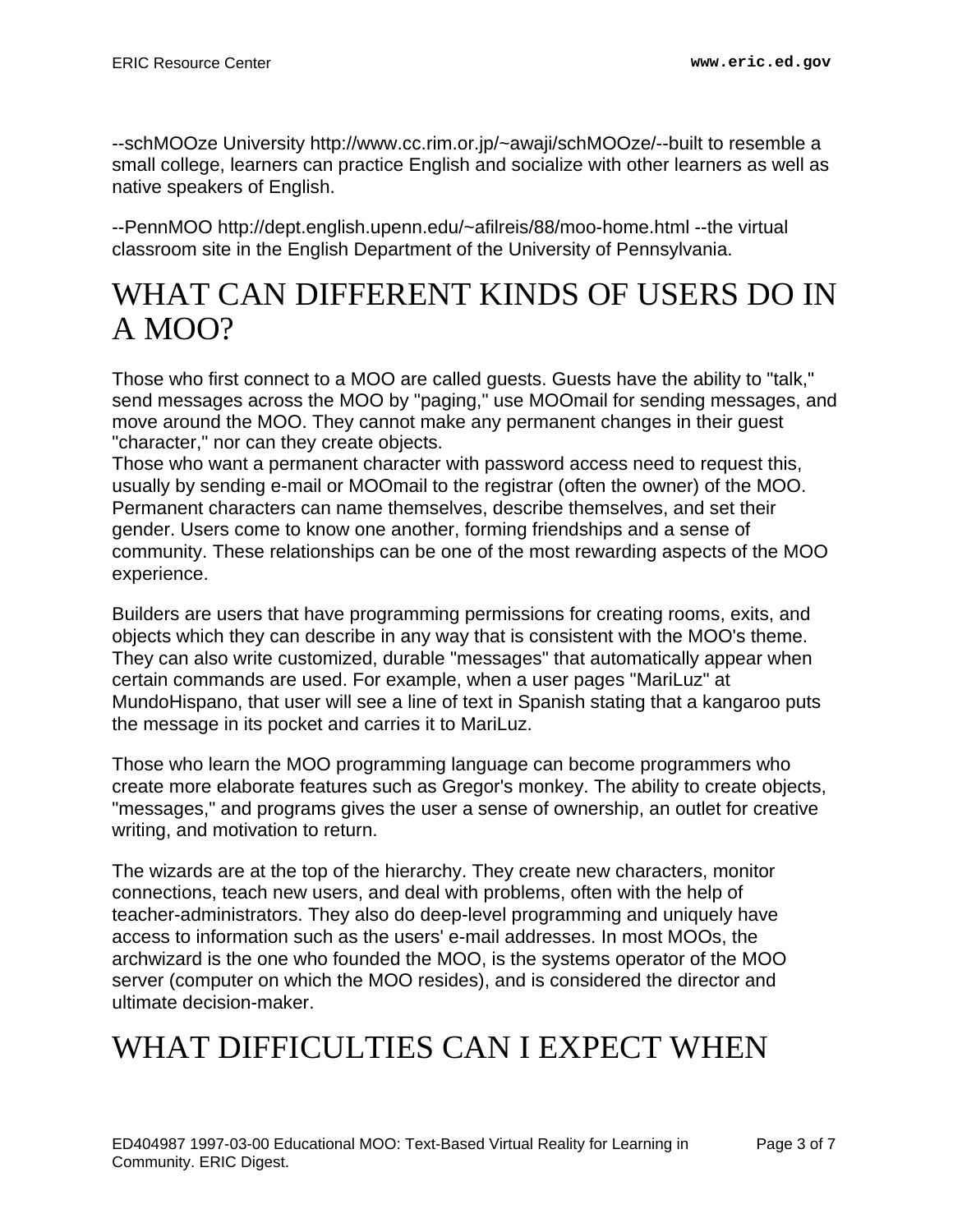--schMOOze University http://www.cc.rim.or.jp/~awaji/schMOOze/--built to resemble a small college, learners can practice English and socialize with other learners as well as native speakers of English.

--PennMOO http://dept.english.upenn.edu/~afilreis/88/moo-home.html --the virtual classroom site in the English Department of the University of Pennsylvania.

# WHAT CAN DIFFERENT KINDS OF USERS DO IN A MOO?

Those who first connect to a MOO are called guests. Guests have the ability to "talk," send messages across the MOO by "paging," use MOOmail for sending messages, and move around the MOO. They cannot make any permanent changes in their guest "character," nor can they create objects.
Those who want a permanent character with password access need to request this, usually by sending e-mail or MOOmail to the registrar (often the owner) of the MOO. Permanent characters can name themselves, describe themselves, and set their gender. Users come to know one another, forming friendships and a sense of community. These relationships can be one of the most rewarding aspects of the MOO experience.

Builders are users that have programming permissions for creating rooms, exits, and objects which they can describe in any way that is consistent with the MOO's theme. They can also write customized, durable "messages" that automatically appear when certain commands are used. For example, when a user pages "MariLuz" at MundoHispano, that user will see a line of text in Spanish stating that a kangaroo puts the message in its pocket and carries it to MariLuz.

Those who learn the MOO programming language can become programmers who create more elaborate features such as Gregor's monkey. The ability to create objects, "messages," and programs gives the user a sense of ownership, an outlet for creative writing, and motivation to return.

The wizards are at the top of the hierarchy. They create new characters, monitor connections, teach new users, and deal with problems, often with the help of teacher-administrators. They also do deep-level programming and uniquely have access to information such as the users' e-mail addresses. In most MOOs, the archwizard is the one who founded the MOO, is the systems operator of the MOO server (computer on which the MOO resides), and is considered the director and ultimate decision-maker.

# WHAT DIFFICULTIES CAN I EXPECT WHEN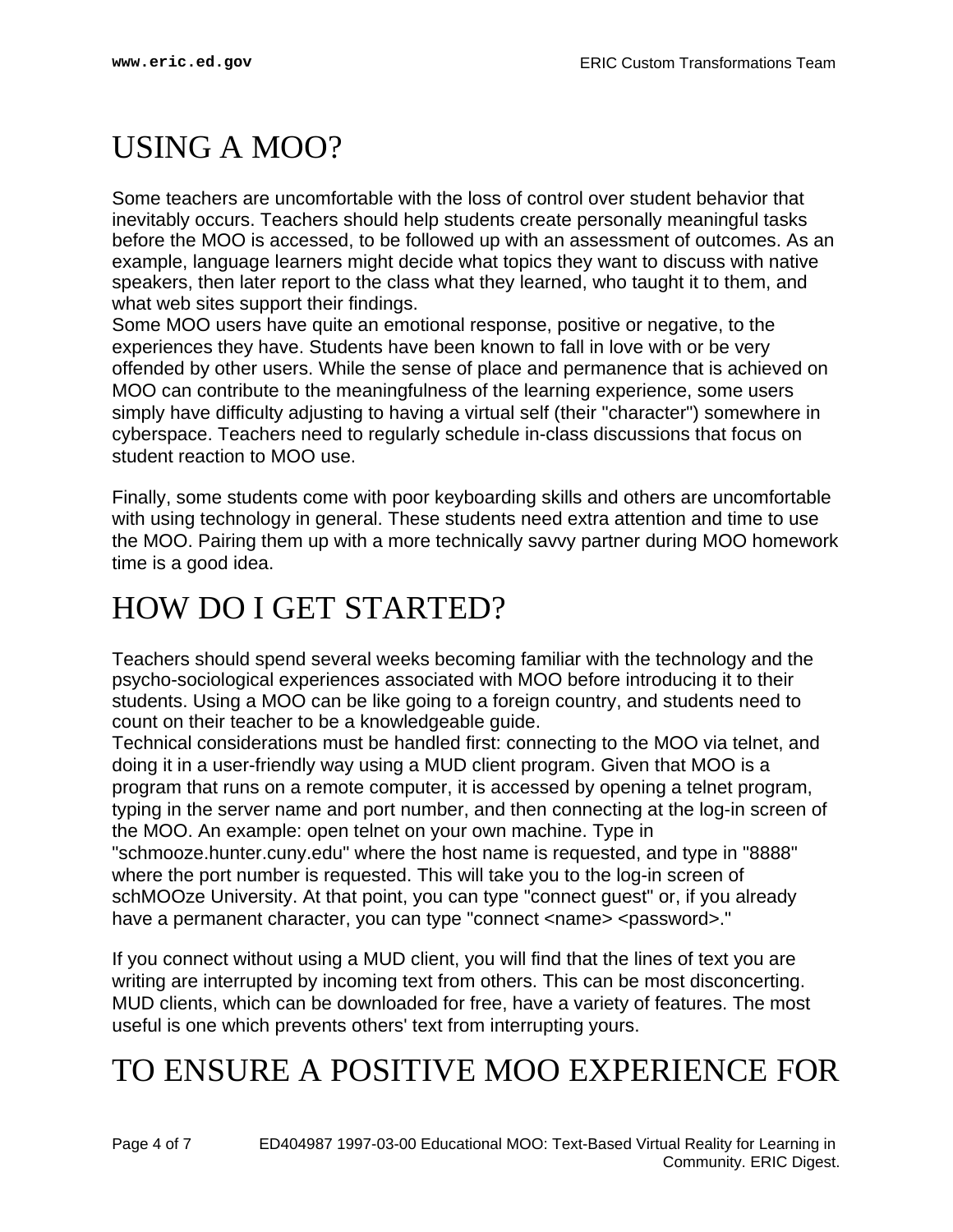# USING A MOO?

Some teachers are uncomfortable with the loss of control over student behavior that inevitably occurs. Teachers should help students create personally meaningful tasks before the MOO is accessed, to be followed up with an assessment of outcomes. As an example, language learners might decide what topics they want to discuss with native speakers, then later report to the class what they learned, who taught it to them, and what web sites support their findings.
Some MOO users have quite an emotional response, positive or negative, to the experiences they have. Students have been known to fall in love with or be very offended by other users. While the sense of place and permanence that is achieved on MOO can contribute to the meaningfulness of the learning experience, some users simply have difficulty adjusting to having a virtual self (their "character") somewhere in cyberspace. Teachers need to regularly schedule in-class discussions that focus on student reaction to MOO use.

Finally, some students come with poor keyboarding skills and others are uncomfortable with using technology in general. These students need extra attention and time to use the MOO. Pairing them up with a more technically savvy partner during MOO homework time is a good idea.

# HOW DO I GET STARTED?

Teachers should spend several weeks becoming familiar with the technology and the psycho-sociological experiences associated with MOO before introducing it to their students. Using a MOO can be like going to a foreign country, and students need to count on their teacher to be a knowledgeable guide.
Technical considerations must be handled first: connecting to the MOO via telnet, and doing it in a user-friendly way using a MUD client program. Given that MOO is a program that runs on a remote computer, it is accessed by opening a telnet program, typing in the server name and port number, and then connecting at the log-in screen of the MOO. An example: open telnet on your own machine. Type in "schmooze.hunter.cuny.edu" where the host name is requested, and type in "8888" where the port number is requested. This will take you to the log-in screen of schMOOze University. At that point, you can type "connect guest" or, if you already have a permanent character, you can type "connect <name> <password>."

If you connect without using a MUD client, you will find that the lines of text you are writing are interrupted by incoming text from others. This can be most disconcerting. MUD clients, which can be downloaded for free, have a variety of features. The most useful is one which prevents others' text from interrupting yours.

# TO ENSURE A POSITIVE MOO EXPERIENCE FOR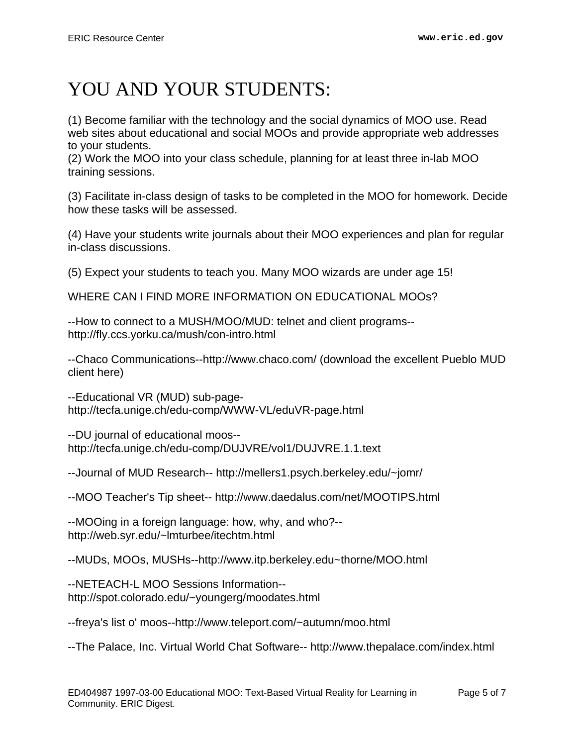# YOU AND YOUR STUDENTS:

(1) Become familiar with the technology and the social dynamics of MOO use. Read web sites about educational and social MOOs and provide appropriate web addresses to your students.
(2) Work the MOO into your class schedule, planning for at least three in-lab MOO training sessions.

(3) Facilitate in-class design of tasks to be completed in the MOO for homework. Decide how these tasks will be assessed.

(4) Have your students write journals about their MOO experiences and plan for regular in-class discussions.

(5) Expect your students to teach you. Many MOO wizards are under age 15!

WHERE CAN I FIND MORE INFORMATION ON EDUCATIONAL MOOs?

--How to connect to a MUSH/MOO/MUD: telnet and client programs-- http://fly.ccs.yorku.ca/mush/con-intro.html

--Chaco Communications--http://www.chaco.com/ (download the excellent Pueblo MUD client here)

--Educational VR (MUD) sub-page- http://tecfa.unige.ch/edu-comp/WWW-VL/eduVR-page.html

--DU journal of educational moos-- http://tecfa.unige.ch/edu-comp/DUJVRE/vol1/DUJVRE.1.1.text

--Journal of MUD Research-- http://mellers1.psych.berkeley.edu/~jomr/

--MOO Teacher's Tip sheet-- http://www.daedalus.com/net/MOOTIPS.html

--MOOing in a foreign language: how, why, and who?-- http://web.syr.edu/~lmturbee/itechtm.html

--MUDs, MOOs, MUSHs--http://www.itp.berkeley.edu~thorne/MOO.html

--NETEACH-L MOO Sessions Information-- http://spot.colorado.edu/~youngerg/moodates.html

--freya's list o' moos--http://www.teleport.com/~autumn/moo.html

--The Palace, Inc. Virtual World Chat Software-- http://www.thepalace.com/index.html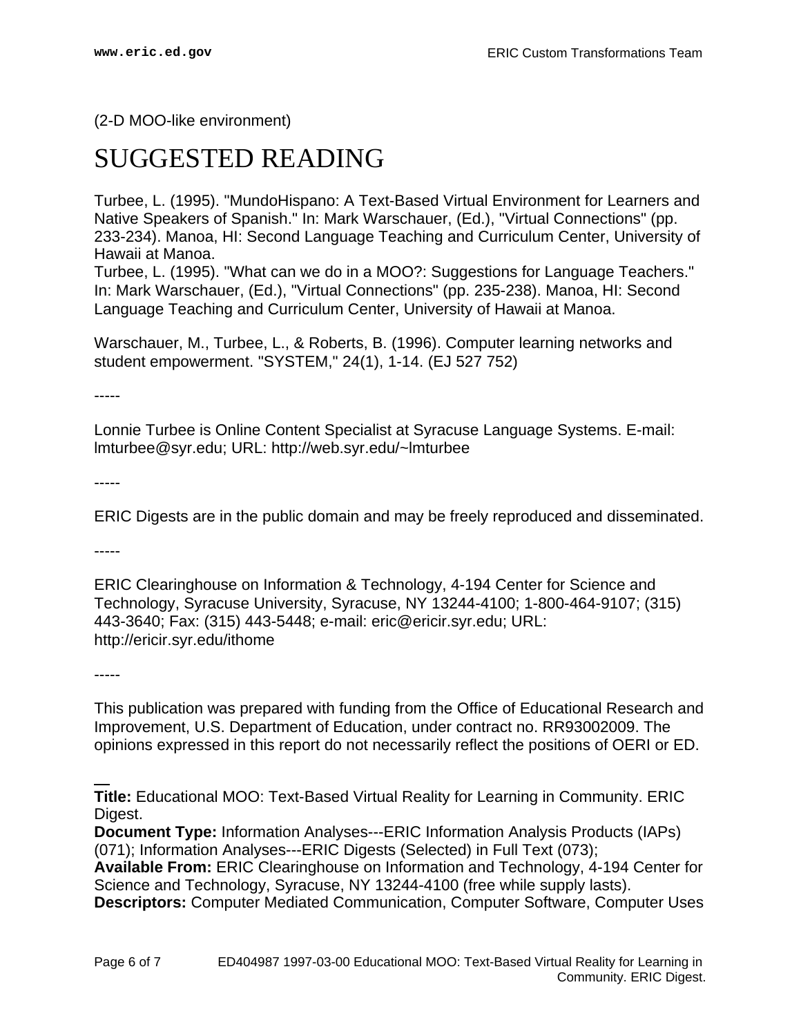(2-D MOO-like environment)

# SUGGESTED READING

Turbee, L. (1995). "MundoHispano: A Text-Based Virtual Environment for Learners and Native Speakers of Spanish." In: Mark Warschauer, (Ed.), "Virtual Connections" (pp. 233-234). Manoa, HI: Second Language Teaching and Curriculum Center, University of Hawaii at Manoa.
Turbee, L. (1995). "What can we do in a MOO?: Suggestions for Language Teachers." In: Mark Warschauer, (Ed.), "Virtual Connections" (pp. 235-238). Manoa, HI: Second Language Teaching and Curriculum Center, University of Hawaii at Manoa.

Warschauer, M., Turbee, L., & Roberts, B. (1996). Computer learning networks and student empowerment. "SYSTEM," 24(1), 1-14. (EJ 527 752)

-----

Lonnie Turbee is Online Content Specialist at Syracuse Language Systems. E-mail: lmturbee@syr.edu; URL: http://web.syr.edu/~lmturbee

-----

ERIC Digests are in the public domain and may be freely reproduced and disseminated.

-----

ERIC Clearinghouse on Information & Technology, 4-194 Center for Science and Technology, Syracuse University, Syracuse, NY 13244-4100; 1-800-464-9107; (315) 443-3640; Fax: (315) 443-5448; e-mail: eric@ericir.syr.edu; URL: http://ericir.syr.edu/ithome

-----

This publication was prepared with funding from the Office of Educational Research and Improvement, U.S. Department of Education, under contract no. RR93002009. The opinions expressed in this report do not necessarily reflect the positions of OERI or ED.

---

**Title:** Educational MOO: Text-Based Virtual Reality for Learning in Community. ERIC Digest.
**Document Type:** Information Analyses---ERIC Information Analysis Products (IAPs) (071); Information Analyses---ERIC Digests (Selected) in Full Text (073);
**Available From:** ERIC Clearinghouse on Information and Technology, 4-194 Center for Science and Technology, Syracuse, NY 13244-4100 (free while supply lasts).
**Descriptors:** Computer Mediated Communication, Computer Software, Computer Uses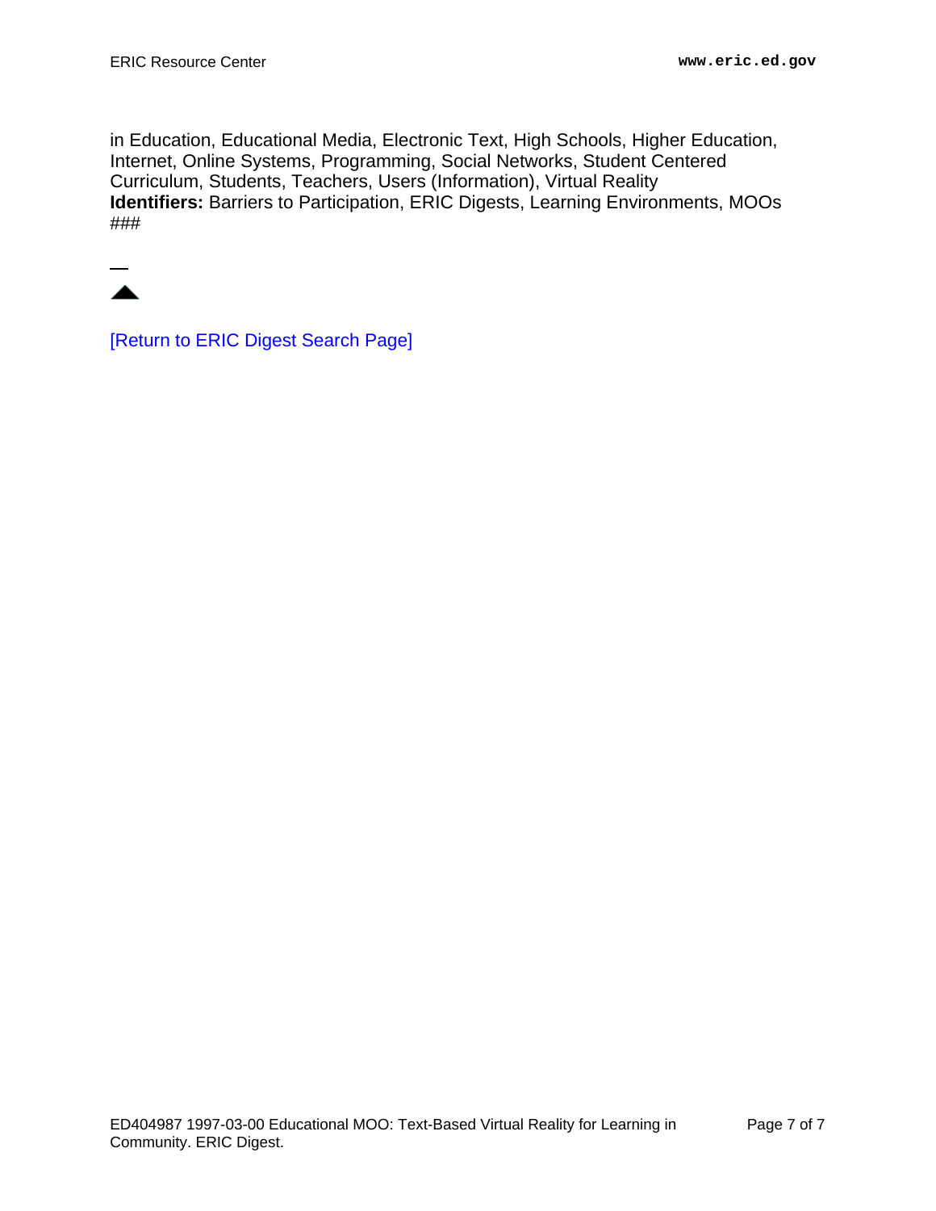in Education, Educational Media, Electronic Text, High Schools, Higher Education, Internet, Online Systems, Programming, Social Networks, Student Centered Curriculum, Students, Teachers, Users (Information), Virtual Reality
**Identifiers:** Barriers to Participation, ERIC Digests, Learning Environments, MOOs
###

[Return to ERIC Digest Search Page]